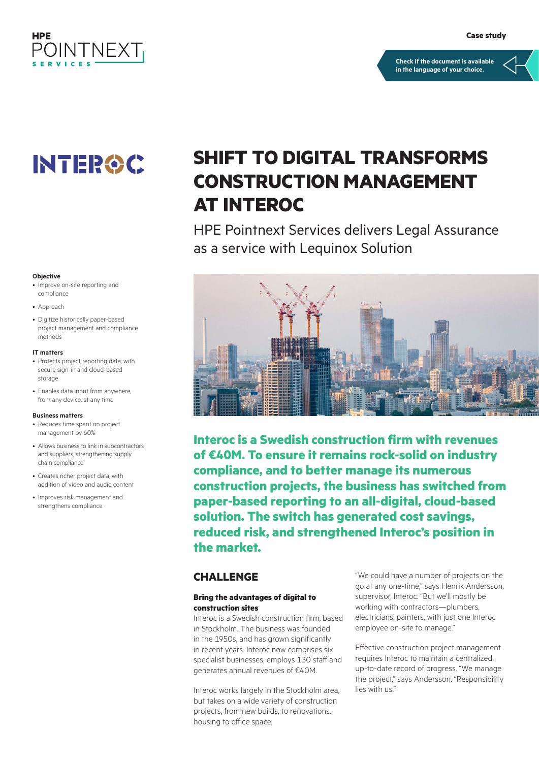HPE POINTNEXT SERVICES

Case study

Check if the document is available in the language of your choice.

INTEROC

# SHIFT TO DIGITAL TRANSFORMS CONSTRUCTION MANAGEMENT AT INTEROC

HPE Pointnext Services delivers Legal Assurance as a service with Lequinox Solution

**Objective**

- Improve on-site reporting and compliance
- Approach
- Digitize historically paper-based project management and compliance methods

**IT matters**

- Protects project reporting data, with secure sign-in and cloud-based storage
- Enables data input from anywhere, from any device, at any time

**Business matters**

- Reduces time spent on project management by 60%
- Allows business to link in subcontractors and suppliers, strengthening supply chain compliance
- Creates richer project data, with addition of video and audio content
- Improves risk management and strengthens compliance

**Interoc is a Swedish construction firm with revenues of €40M. To ensure it remains rock-solid on industry compliance, and to better manage its numerous construction projects, the business has switched from paper-based reporting to an all-digital, cloud-based solution. The switch has generated cost savings, reduced risk, and strengthened Interoc's position in the market.**

## CHALLENGE

### Bring the advantages of digital to construction sites

Interoc is a Swedish construction firm, based in Stockholm. The business was founded in the 1950s, and has grown significantly in recent years. Interoc now comprises six specialist businesses, employs 130 staff and generates annual revenues of €40M.

Interoc works largely in the Stockholm area, but takes on a wide variety of construction projects, from new builds, to renovations, housing to office space.

"We could have a number of projects on the go at any one-time," says Henrik Andersson, supervisor, Interoc. "But we'll mostly be working with contractors—plumbers, electricians, painters, with just one Interoc employee on-site to manage."

Effective construction project management requires Interoc to maintain a centralized, up-to-date record of progress. "We manage the project," says Andersson. "Responsibility lies with us."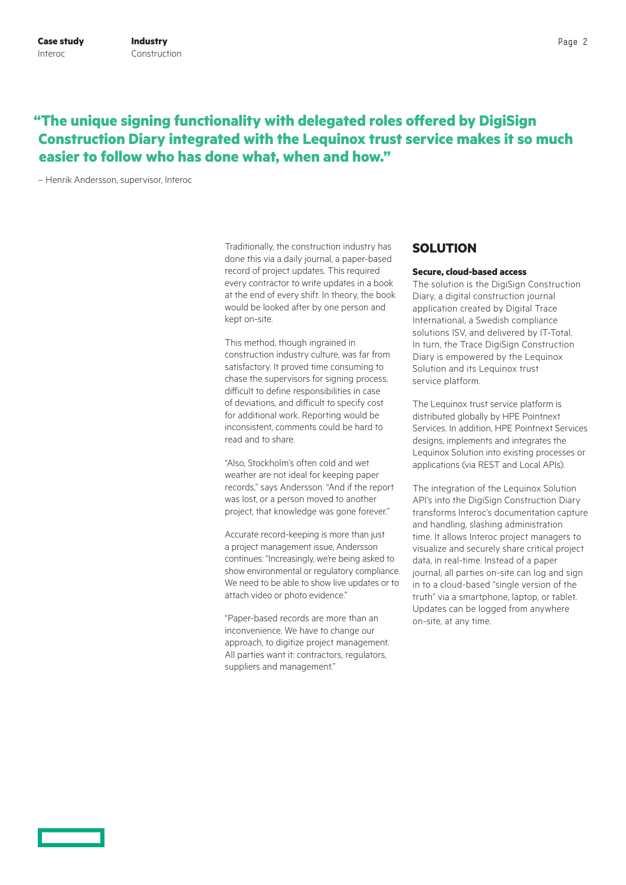> **"The unique signing functionality with delegated roles offered by DigiSign Construction Diary integrated with the Lequinox trust service makes it so much easier to follow who has done what, when and how."**
>
> – Henrik Andersson, supervisor, Interoc

Traditionally, the construction industry has done this via a daily journal, a paper-based record of project updates. This required every contractor to write updates in a book at the end of every shift. In theory, the book would be looked after by one person and kept on-site.

This method, though ingrained in construction industry culture, was far from satisfactory. It proved time consuming to chase the supervisors for signing process, difficult to define responsibilities in case of deviations, and difficult to specify cost for additional work. Reporting would be inconsistent, comments could be hard to read and to share.

"Also, Stockholm's often cold and wet weather are not ideal for keeping paper records," says Andersson. "And if the report was lost, or a person moved to another project, that knowledge was gone forever."

Accurate record-keeping is more than just a project management issue, Andersson continues: "Increasingly, we're being asked to show environmental or regulatory compliance. We need to be able to show live updates or to attach video or photo evidence."

"Paper-based records are more than an inconvenience. We have to change our approach, to digitize project management. All parties want it: contractors, regulators, suppliers and management."

## SOLUTION

**Secure, cloud-based access**

The solution is the DigiSign Construction Diary, a digital construction journal application created by Digital Trace International, a Swedish compliance solutions ISV, and delivered by IT-Total. In turn, the Trace DigiSign Construction Diary is empowered by the Lequinox Solution and its Lequinox trust service platform.

The Lequinox trust service platform is distributed globally by HPE Pointnext Services. In addition, HPE Pointnext Services designs, implements and integrates the Lequinox Solution into existing processes or applications (via REST and Local APIs).

The integration of the Lequinox Solution API's into the DigiSign Construction Diary transforms Interoc's documentation capture and handling, slashing administration time. It allows Interoc project managers to visualize and securely share critical project data, in real-time. Instead of a paper journal, all parties on-site can log and sign in to a cloud-based "single version of the truth" via a smartphone, laptop, or tablet. Updates can be logged from anywhere on-site, at any time.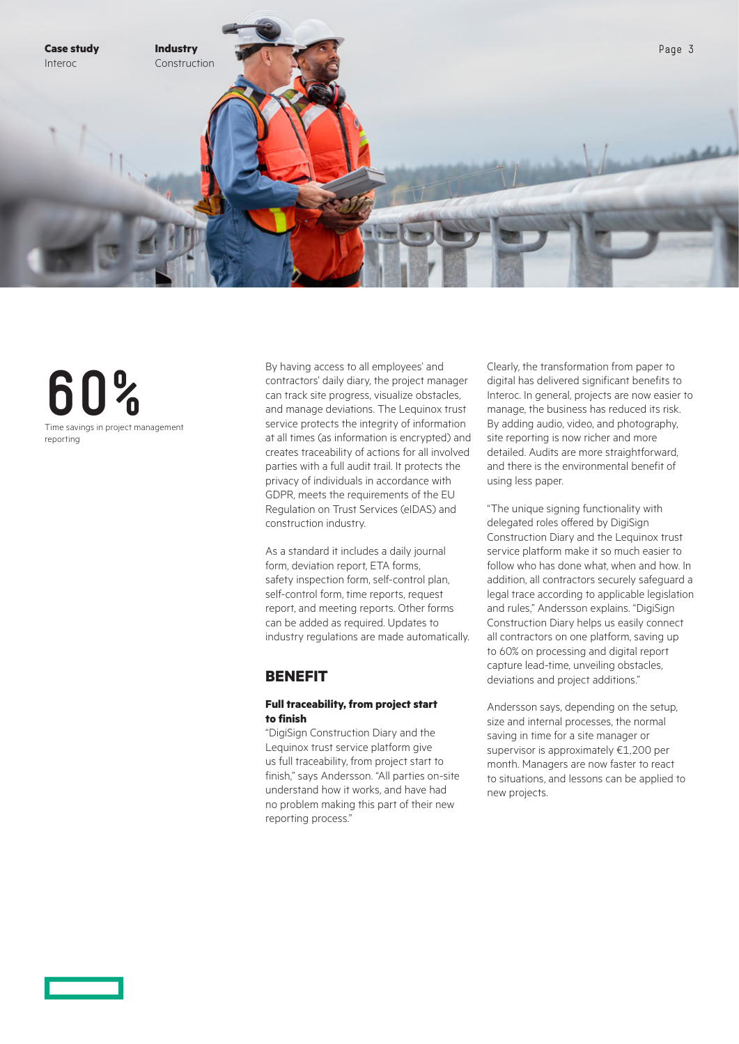**60%**

Time savings in project management reporting

By having access to all employees' and contractors' daily diary, the project manager can track site progress, visualize obstacles, and manage deviations. The Lequinox trust service protects the integrity of information at all times (as information is encrypted) and creates traceability of actions for all involved parties with a full audit trail. It protects the privacy of individuals in accordance with GDPR, meets the requirements of the EU Regulation on Trust Services (eIDAS) and construction industry.

As a standard it includes a daily journal form, deviation report, ETA forms, safety inspection form, self-control plan, self-control form, time reports, request report, and meeting reports. Other forms can be added as required. Updates to industry regulations are made automatically.

## BENEFIT

### Full traceability, from project start to finish

"DigiSign Construction Diary and the Lequinox trust service platform give us full traceability, from project start to finish," says Andersson. "All parties on-site understand how it works, and have had no problem making this part of their new reporting process."

Clearly, the transformation from paper to digital has delivered significant benefits to Interoc. In general, projects are now easier to manage, the business has reduced its risk. By adding audio, video, and photography, site reporting is now richer and more detailed. Audits are more straightforward, and there is the environmental benefit of using less paper.

"The unique signing functionality with delegated roles offered by DigiSign Construction Diary and the Lequinox trust service platform make it so much easier to follow who has done what, when and how. In addition, all contractors securely safeguard a legal trace according to applicable legislation and rules," Andersson explains. "DigiSign Construction Diary helps us easily connect all contractors on one platform, saving up to 60% on processing and digital report capture lead-time, unveiling obstacles, deviations and project additions."

Andersson says, depending on the setup, size and internal processes, the normal saving in time for a site manager or supervisor is approximately €1,200 per month. Managers are now faster to react to situations, and lessons can be applied to new projects.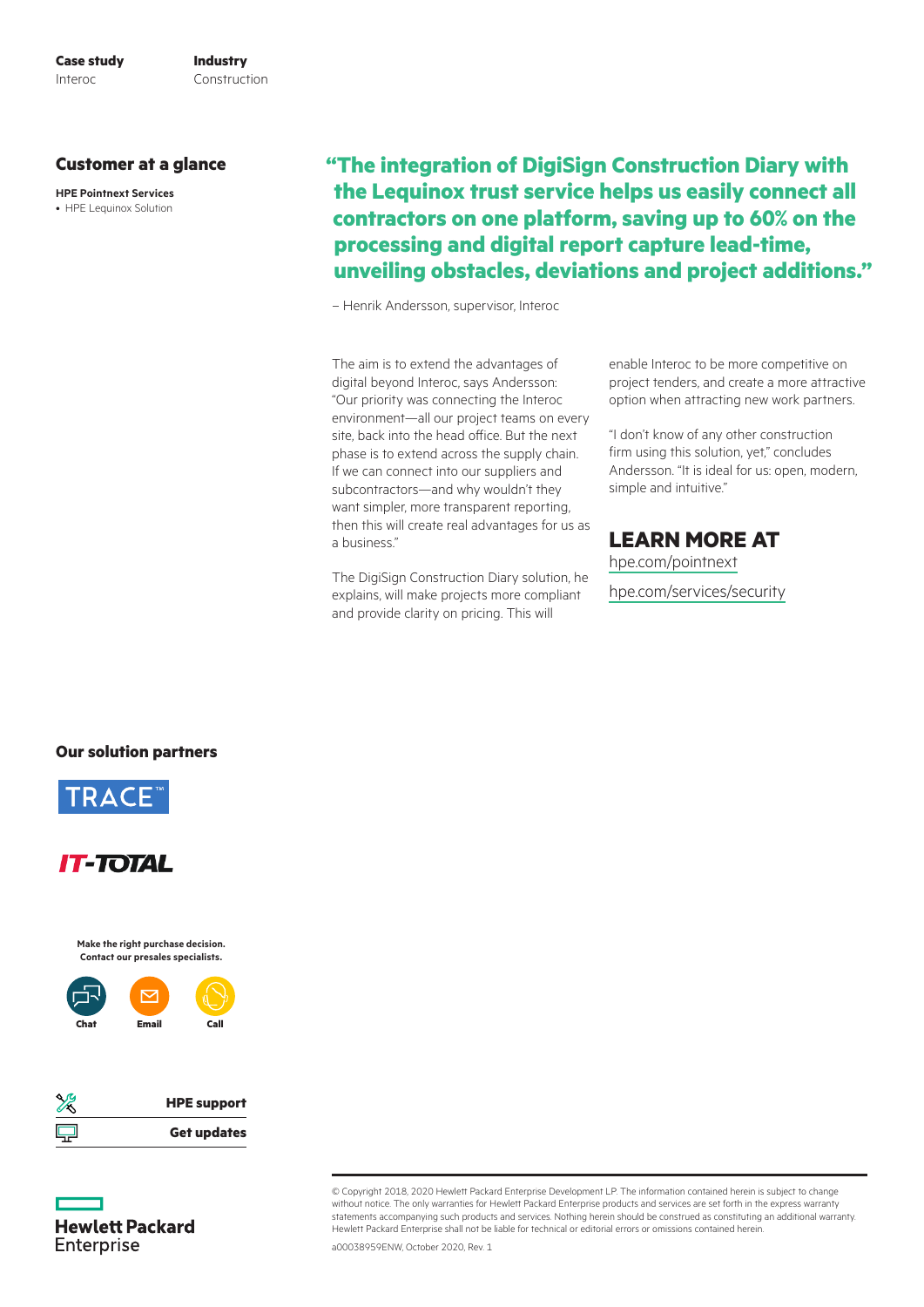**Case study**
Interoc

**Industry**
Construction

## Customer at a glance

**HPE Pointnext Services**
- HPE Lequinox Solution

## "The integration of DigiSign Construction Diary with the Lequinox trust service helps us easily connect all contractors on one platform, saving up to 60% on the processing and digital report capture lead-time, unveiling obstacles, deviations and project additions."

– Henrik Andersson, supervisor, Interoc

The aim is to extend the advantages of digital beyond Interoc, says Andersson: "Our priority was connecting the Interoc environment—all our project teams on every site, back into the head office. But the next phase is to extend across the supply chain. If we can connect into our suppliers and subcontractors—and why wouldn't they want simpler, more transparent reporting, then this will create real advantages for us as a business."

The DigiSign Construction Diary solution, he explains, will make projects more compliant and provide clarity on pricing. This will enable Interoc to be more competitive on project tenders, and create a more attractive option when attracting new work partners.

"I don't know of any other construction firm using this solution, yet," concludes Andersson. "It is ideal for us: open, modern, simple and intuitive."

## LEARN MORE AT

hpe.com/pointnext

hpe.com/services/security

### Our solution partners

TRACE™

IT-TOTAL

**Make the right purchase decision. Contact our presales specialists.**

Chat
Email
Call

**HPE support**

**Get updates**

Hewlett Packard Enterprise

© Copyright 2018, 2020 Hewlett Packard Enterprise Development LP. The information contained herein is subject to change without notice. The only warranties for Hewlett Packard Enterprise products and services are set forth in the express warranty statements accompanying such products and services. Nothing herein should be construed as constituting an additional warranty. Hewlett Packard Enterprise shall not be liable for technical or editorial errors or omissions contained herein.

a00038959ENW, October 2020, Rev. 1